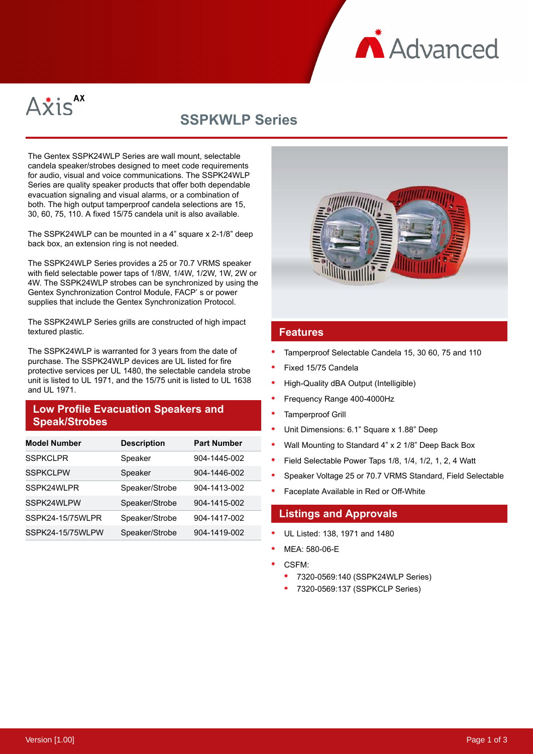Advanced

Axis AX

# SSPKWLP Series

The Gentex SSPK24WLP Series are wall mount, selectable candela speaker/strobes designed to meet code requirements for audio, visual and voice communications. The SSPK24WLP Series are quality speaker products that offer both dependable evacuation signaling and visual alarms, or a combination of both. The high output tamperproof candela selections are 15, 30, 60, 75, 110. A fixed 15/75 candela unit is also available.

The SSPK24WLP can be mounted in a 4" square x 2-1/8" deep back box, an extension ring is not needed.

The SSPK24WLP Series provides a 25 or 70.7 VRMS speaker with field selectable power taps of 1/8W, 1/4W, 1/2W, 1W, 2W or 4W. The SSPK24WLP strobes can be synchronized by using the Gentex Synchronization Control Module, FACP' s or power supplies that include the Gentex Synchronization Protocol.

The SSPK24WLP Series grills are constructed of high impact textured plastic.

The SSPK24WLP is warranted for 3 years from the date of purchase. The SSPK24WLP devices are UL listed for fire protective services per UL 1480, the selectable candela strobe unit is listed to UL 1971, and the 15/75 unit is listed to UL 1638 and UL 1971.

## Low Profile Evacuation Speakers and Speak/Strobes

| Model Number | Description | Part Number |
|---|---|---|
| SSPKCLPR | Speaker | 904-1445-002 |
| SSPKCLPW | Speaker | 904-1446-002 |
| SSPK24WLPR | Speaker/Strobe | 904-1413-002 |
| SSPK24WLPW | Speaker/Strobe | 904-1415-002 |
| SSPK24-15/75WLPR | Speaker/Strobe | 904-1417-002 |
| SSPK24-15/75WLPW | Speaker/Strobe | 904-1419-002 |

## Features

- Tamperproof Selectable Candela 15, 30 60, 75 and 110
- Fixed 15/75 Candela
- High-Quality dBA Output (Intelligible)
- Frequency Range 400-4000Hz
- Tamperproof Grill
- Unit Dimensions: 6.1" Square x 1.88" Deep
- Wall Mounting to Standard 4" x 2 1/8" Deep Back Box
- Field Selectable Power Taps 1/8, 1/4, 1/2, 1, 2, 4 Watt
- Speaker Voltage 25 or 70.7 VRMS Standard, Field Selectable
- Faceplate Available in Red or Off-White

## Listings and Approvals

- UL Listed: 138, 1971 and 1480
- MEA: 580-06-E
- CSFM:
  - 7320-0569:140 (SSPK24WLP Series)
  - 7320-0569:137 (SSPKCLP Series)

Version [1.00]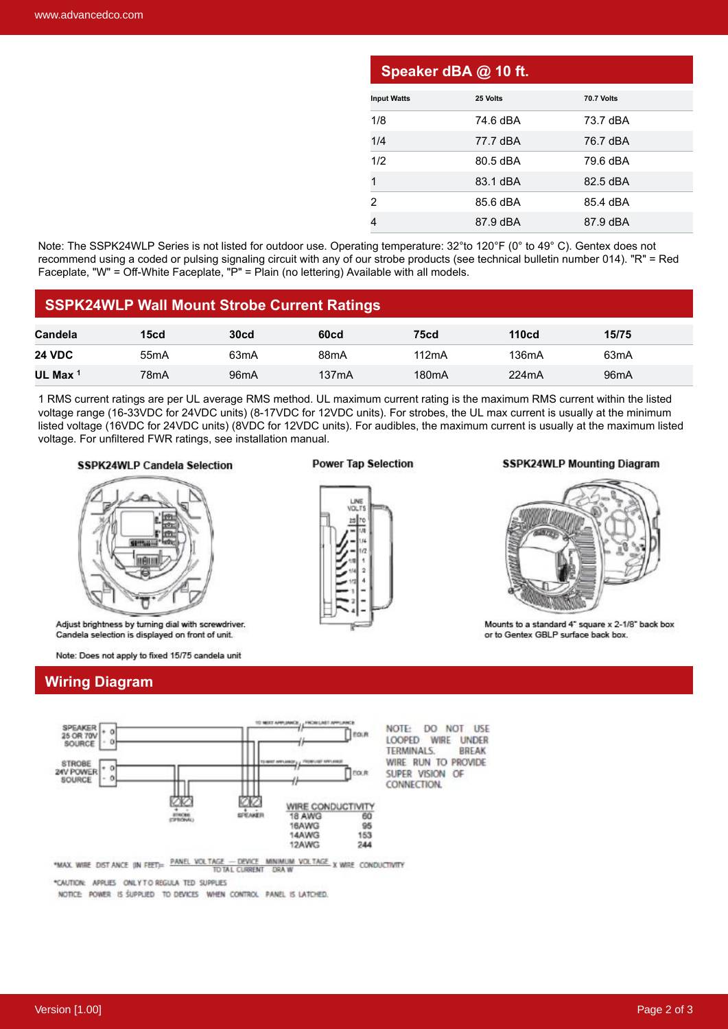## Speaker dBA @ 10 ft.

| Input Watts | 25 Volts | 70.7 Volts |
|---|---|---|
| 1/8 | 74.6 dBA | 73.7 dBA |
| 1/4 | 77.7 dBA | 76.7 dBA |
| 1/2 | 80.5 dBA | 79.6 dBA |
| 1 | 83.1 dBA | 82.5 dBA |
| 2 | 85.6 dBA | 85.4 dBA |
| 4 | 87.9 dBA | 87.9 dBA |

Note: The SSPK24WLP Series is not listed for outdoor use. Operating temperature: 32°to 120°F (0° to 49° C). Gentex does not recommend using a coded or pulsing signaling circuit with any of our strobe products (see technical bulletin number 014). "R" = Red Faceplate, "W" = Off-White Faceplate, "P" = Plain (no lettering) Available with all models.

## SSPK24WLP Wall Mount Strobe Current Ratings

| Candela | 15cd | 30cd | 60cd | 75cd | 110cd | 15/75 |
|---|---|---|---|---|---|---|
| 24 VDC | 55mA | 63mA | 88mA | 112mA | 136mA | 63mA |
| UL Max [1] | 78mA | 96mA | 137mA | 180mA | 224mA | 96mA |

1 RMS current ratings are per UL average RMS method. UL maximum current rating is the maximum RMS current within the listed voltage range (16-33VDC for 24VDC units) (8-17VDC for 12VDC units). For strobes, the UL max current is usually at the minimum listed voltage (16VDC for 24VDC units) (8VDC for 12VDC units). For audibles, the maximum current is usually at the maximum listed voltage. For unfiltered FWR ratings, see installation manual.

### SSPK24WLP Candela Selection

Adjust brightness by turning dial with screwdriver. Candela selection is displayed on front of unit.

Note: Does not apply to fixed 15/75 candela unit

### Power Tap Selection

### SSPK24WLP Mounting Diagram

Mounts to a standard 4" square x 2-1/8" back box or to Gentex GBLP surface back box.

## Wiring Diagram

NOTE: DO NOT USE LOOPED WIRE UNDER TERMINALS. BREAK WIRE RUN TO PROVIDE SUPER VISION OF CONNECTION.

| WIRE CONDUCTIVITY | |
|---|---|
| 18 AWG | 60 |
| 16AWG | 95 |
| 14AWG | 153 |
| 12AWG | 244 |

*MAX. WIRE DISTANCE (IN FEET)= (PANEL VOLTAGE − DEVICE MINIMUM VOLTAGE) / (TOTAL CURRENT DRAW) X WIRE CONDUCTIVITY

*CAUTION: APPLIES ONLY TO REGULATED SUPPLIES

NOTICE: POWER IS SUPPLIED TO DEVICES WHEN CONTROL PANEL IS LATCHED.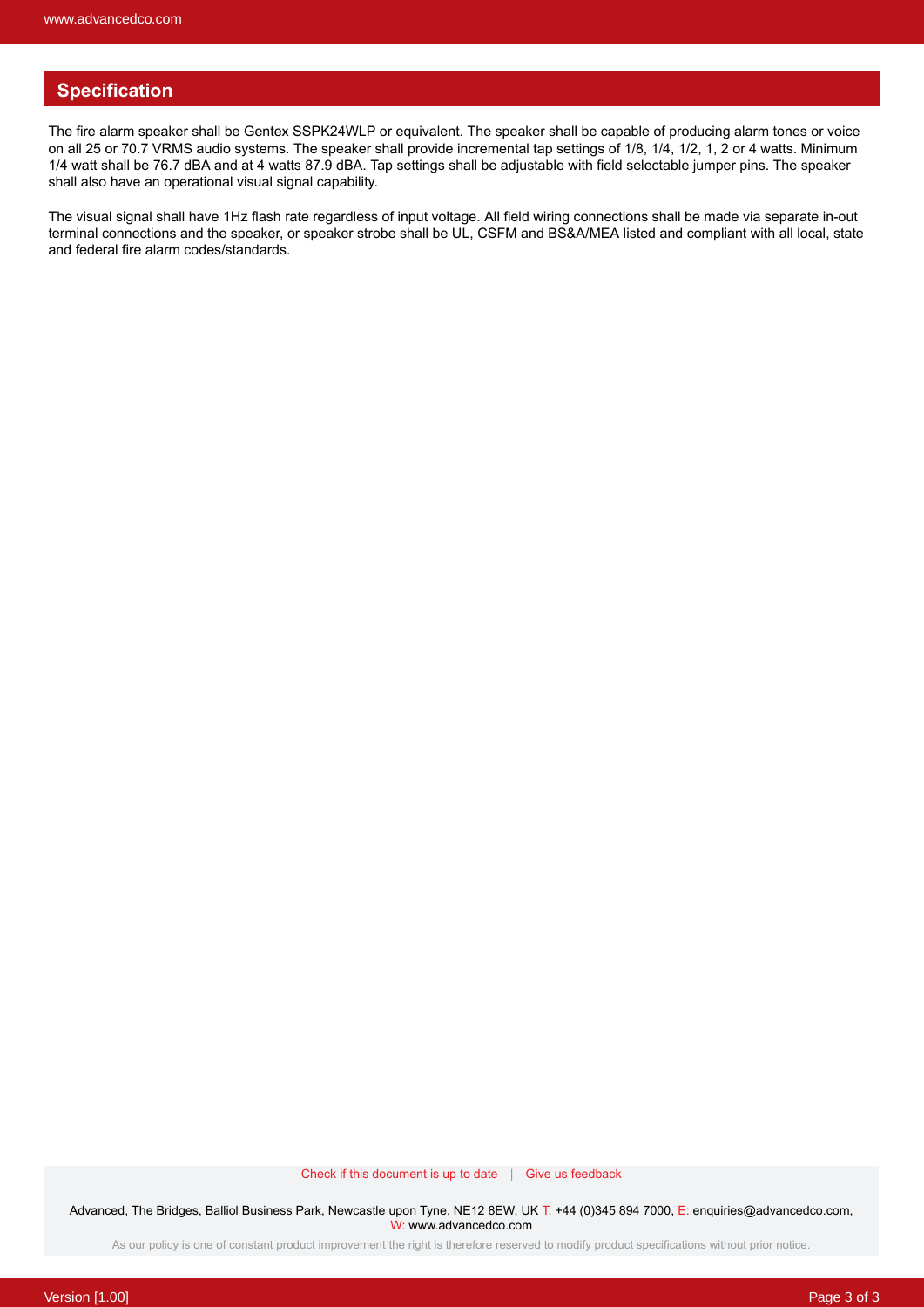## Specification

The fire alarm speaker shall be Gentex SSPK24WLP or equivalent. The speaker shall be capable of producing alarm tones or voice on all 25 or 70.7 VRMS audio systems. The speaker shall provide incremental tap settings of 1/8, 1/4, 1/2, 1, 2 or 4 watts. Minimum 1/4 watt shall be 76.7 dBA and at 4 watts 87.9 dBA. Tap settings shall be adjustable with field selectable jumper pins. The speaker shall also have an operational visual signal capability.

The visual signal shall have 1Hz flash rate regardless of input voltage. All field wiring connections shall be made via separate in-out terminal connections and the speaker, or speaker strobe shall be UL, CSFM and BS&A/MEA listed and compliant with all local, state and federal fire alarm codes/standards.

Check if this document is up to date | Give us feedback

Advanced, The Bridges, Balliol Business Park, Newcastle upon Tyne, NE12 8EW, UK T: +44 (0)345 894 7000, E: enquiries@advancedco.com, W: www.advancedco.com

As our policy is one of constant product improvement the right is therefore reserved to modify product specifications without prior notice.